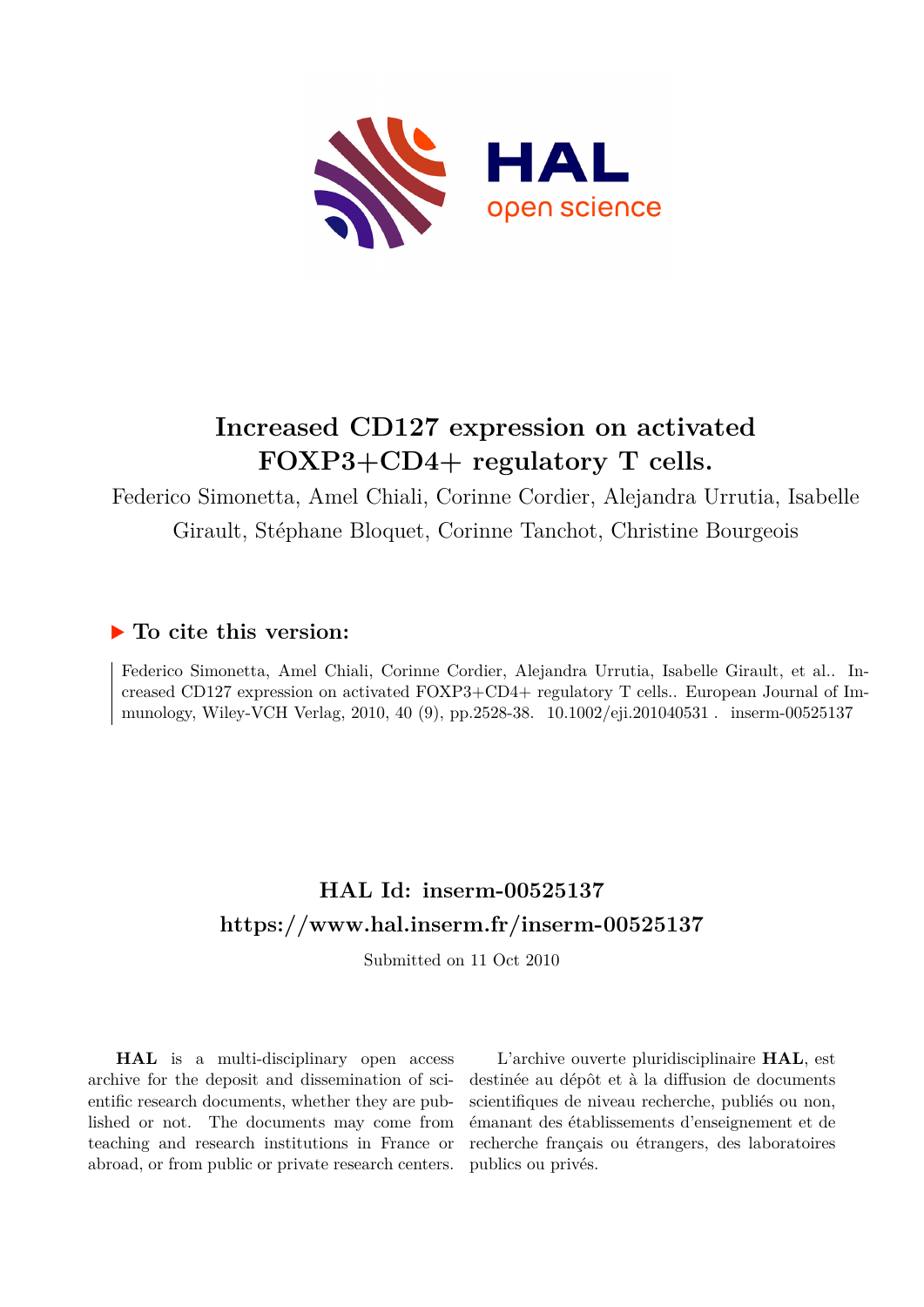# Increased CD127 expression on activated FOXP3+CD4+ regulatory T cells.

Federico Simonetta, Amel Chiali, Corinne Cordier, Alejandra Urrutia, Isabelle Girault, Stéphane Bloquet, Corinne Tanchot, Christine Bourgeois

## ▶ To cite this version:

Federico Simonetta, Amel Chiali, Corinne Cordier, Alejandra Urrutia, Isabelle Girault, et al.. Increased CD127 expression on activated FOXP3+CD4+ regulatory T cells.. European Journal of Immunology, Wiley-VCH Verlag, 2010, 40 (9), pp.2528-38. 10.1002/eji.201040531. inserm-00525137

## HAL Id: inserm-00525137
## https://www.hal.inserm.fr/inserm-00525137

Submitted on 11 Oct 2010

**HAL** is a multi-disciplinary open access archive for the deposit and dissemination of scientific research documents, whether they are published or not. The documents may come from teaching and research institutions in France or abroad, or from public or private research centers.

L'archive ouverte pluridisciplinaire **HAL**, est destinée au dépôt et à la diffusion de documents scientifiques de niveau recherche, publiés ou non, émanant des établissements d'enseignement et de recherche français ou étrangers, des laboratoires publics ou privés.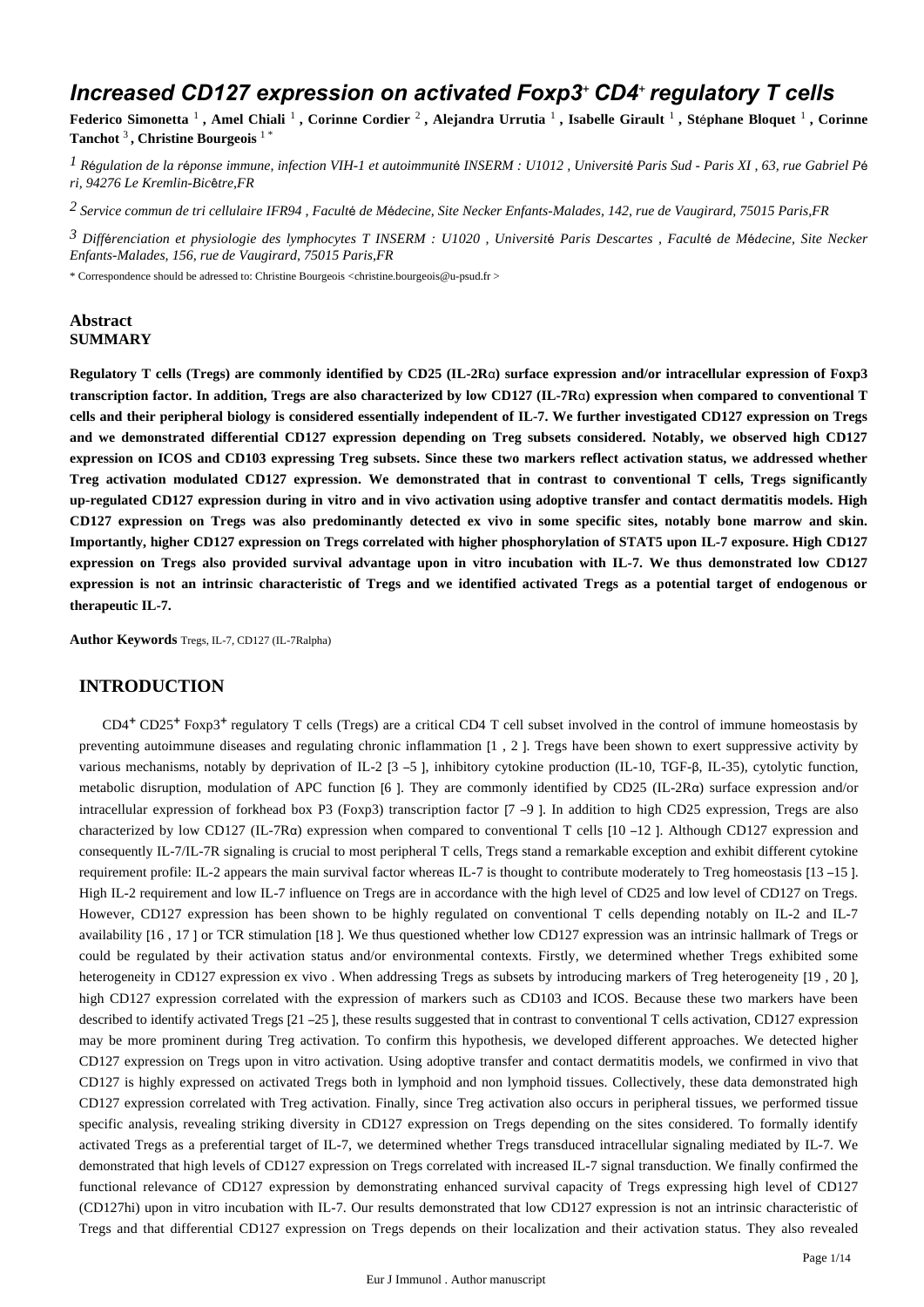# Increased CD127 expression on activated Foxp3+ CD4+ regulatory T cells

**Federico Simonetta** [1] **, Amel Chiali** [1] **, Corinne Cordier** [2] **, Alejandra Urrutia** [1] **, Isabelle Girault** [1] **, Stéphane Bloquet** [1] **, Corinne Tanchot** [3] **, Christine Bourgeois** [1 *]

[1] *Régulation de la réponse immune, infection VIH-1 et autoimmunité INSERM : U1012 , Université Paris Sud - Paris XI , 63, rue Gabriel Péri, 94276 Le Kremlin-Bicêtre,FR*

[2] *Service commun de tri cellulaire IFR94 , Faculté de Médecine, Site Necker Enfants-Malades, 142, rue de Vaugirard, 75015 Paris,FR*

[3] *Différenciation et physiologie des lymphocytes T INSERM : U1020 , Université Paris Descartes , Faculté de Médecine, Site Necker Enfants-Malades, 156, rue de Vaugirard, 75015 Paris,FR*

\* Correspondence should be adressed to: Christine Bourgeois <christine.bourgeois@u-psud.fr >

## Abstract

### SUMMARY

**Regulatory T cells (Tregs) are commonly identified by CD25 (IL-2Rα) surface expression and/or intracellular expression of Foxp3 transcription factor. In addition, Tregs are also characterized by low CD127 (IL-7Rα) expression when compared to conventional T cells and their peripheral biology is considered essentially independent of IL-7. We further investigated CD127 expression on Tregs and we demonstrated differential CD127 expression depending on Treg subsets considered. Notably, we observed high CD127 expression on ICOS and CD103 expressing Treg subsets. Since these two markers reflect activation status, we addressed whether Treg activation modulated CD127 expression. We demonstrated that in contrast to conventional T cells, Tregs significantly up-regulated CD127 expression during in vitro and in vivo activation using adoptive transfer and contact dermatitis models. High CD127 expression on Tregs was also predominantly detected ex vivo in some specific sites, notably bone marrow and skin. Importantly, higher CD127 expression on Tregs correlated with higher phosphorylation of STAT5 upon IL-7 exposure. High CD127 expression on Tregs also provided survival advantage upon in vitro incubation with IL-7. We thus demonstrated low CD127 expression is not an intrinsic characteristic of Tregs and we identified activated Tregs as a potential target of endogenous or therapeutic IL-7.**

**Author Keywords** Tregs, IL-7, CD127 (IL-7Ralpha)

## INTRODUCTION

CD4+ CD25+ Foxp3+ regulatory T cells (Tregs) are a critical CD4 T cell subset involved in the control of immune homeostasis by preventing autoimmune diseases and regulating chronic inflammation [1 , 2 ]. Tregs have been shown to exert suppressive activity by various mechanisms, notably by deprivation of IL-2 [3 –5 ], inhibitory cytokine production (IL-10, TGF-β, IL-35), cytolytic function, metabolic disruption, modulation of APC function [6 ]. They are commonly identified by CD25 (IL-2Rα) surface expression and/or intracellular expression of forkhead box P3 (Foxp3) transcription factor [7 –9 ]. In addition to high CD25 expression, Tregs are also characterized by low CD127 (IL-7Rα) expression when compared to conventional T cells [10 –12 ]. Although CD127 expression and consequently IL-7/IL-7R signaling is crucial to most peripheral T cells, Tregs stand a remarkable exception and exhibit different cytokine requirement profile: IL-2 appears the main survival factor whereas IL-7 is thought to contribute moderately to Treg homeostasis [13 –15 ]. High IL-2 requirement and low IL-7 influence on Tregs are in accordance with the high level of CD25 and low level of CD127 on Tregs. However, CD127 expression has been shown to be highly regulated on conventional T cells depending notably on IL-2 and IL-7 availability [16 , 17 ] or TCR stimulation [18 ]. We thus questioned whether low CD127 expression was an intrinsic hallmark of Tregs or could be regulated by their activation status and/or environmental contexts. Firstly, we determined whether Tregs exhibited some heterogeneity in CD127 expression ex vivo . When addressing Tregs as subsets by introducing markers of Treg heterogeneity [19 , 20 ], high CD127 expression correlated with the expression of markers such as CD103 and ICOS. Because these two markers have been described to identify activated Tregs [21 –25 ], these results suggested that in contrast to conventional T cells activation, CD127 expression may be more prominent during Treg activation. To confirm this hypothesis, we developed different approaches. We detected higher CD127 expression on Tregs upon in vitro activation. Using adoptive transfer and contact dermatitis models, we confirmed in vivo that CD127 is highly expressed on activated Tregs both in lymphoid and non lymphoid tissues. Collectively, these data demonstrated high CD127 expression correlated with Treg activation. Finally, since Treg activation also occurs in peripheral tissues, we performed tissue specific analysis, revealing striking diversity in CD127 expression on Tregs depending on the sites considered. To formally identify activated Tregs as a preferential target of IL-7, we determined whether Tregs transduced intracellular signaling mediated by IL-7. We demonstrated that high levels of CD127 expression on Tregs correlated with increased IL-7 signal transduction. We finally confirmed the functional relevance of CD127 expression by demonstrating enhanced survival capacity of Tregs expressing high level of CD127 (CD127hi) upon in vitro incubation with IL-7. Our results demonstrated that low CD127 expression is not an intrinsic characteristic of Tregs and that differential CD127 expression on Tregs depends on their localization and their activation status. They also revealed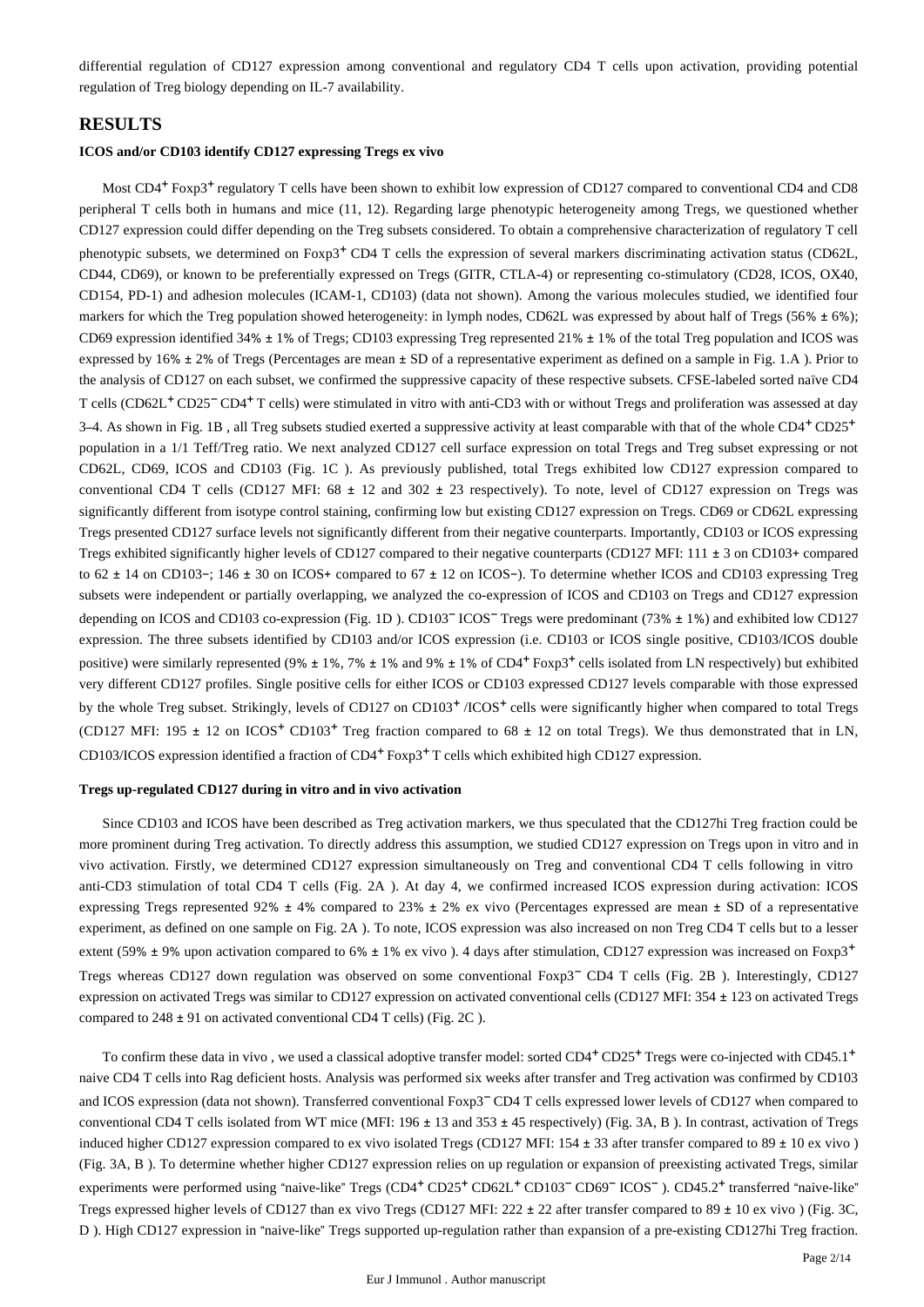differential regulation of CD127 expression among conventional and regulatory CD4 T cells upon activation, providing potential regulation of Treg biology depending on IL-7 availability.

## RESULTS

### ICOS and/or CD103 identify CD127 expressing Tregs ex vivo

Most $CD4^+$ $Foxp3^+$ regulatory T cells have been shown to exhibit low expression of CD127 compared to conventional CD4 and CD8 peripheral T cells both in humans and mice (11, 12). Regarding large phenotypic heterogeneity among Tregs, we questioned whether CD127 expression could differ depending on the Treg subsets considered. To obtain a comprehensive characterization of regulatory T cell phenotypic subsets, we determined on $Foxp3^+$ CD4 T cells the expression of several markers discriminating activation status (CD62L, CD44, CD69), or known to be preferentially expressed on Tregs (GITR, CTLA-4) or representing co-stimulatory (CD28, ICOS, OX40, CD154, PD-1) and adhesion molecules (ICAM-1, CD103) (data not shown). Among the various molecules studied, we identified four markers for which the Treg population showed heterogeneity: in lymph nodes, CD62L was expressed by about half of Tregs (56% ± 6%); CD69 expression identified 34% ± 1% of Tregs; CD103 expressing Treg represented 21% ± 1% of the total Treg population and ICOS was expressed by 16% ± 2% of Tregs (Percentages are mean ± SD of a representative experiment as defined on a sample in Fig. 1.A ). Prior to the analysis of CD127 on each subset, we confirmed the suppressive capacity of these respective subsets. CFSE-labeled sorted naïve CD4 T cells ($CD62L^+$ $CD25^-$ $CD4^+$ T cells) were stimulated in vitro with anti-CD3 with or without Tregs and proliferation was assessed at day 3–4. As shown in Fig. 1B , all Treg subsets studied exerted a suppressive activity at least comparable with that of the whole $CD4^+$ $CD25^+$ population in a 1/1 Teff/Treg ratio. We next analyzed CD127 cell surface expression on total Tregs and Treg subset expressing or not CD62L, CD69, ICOS and CD103 (Fig. 1C ). As previously published, total Tregs exhibited low CD127 expression compared to conventional CD4 T cells (CD127 MFI: 68 ± 12 and 302 ± 23 respectively). To note, level of CD127 expression on Tregs was significantly different from isotype control staining, confirming low but existing CD127 expression on Tregs. CD69 or CD62L expressing Tregs presented CD127 surface levels not significantly different from their negative counterparts. Importantly, CD103 or ICOS expressing Tregs exhibited significantly higher levels of CD127 compared to their negative counterparts (CD127 MFI: 111 ± 3 on CD103+ compared to 62 ± 14 on CD103−; 146 ± 30 on ICOS+ compared to 67 ± 12 on ICOS−). To determine whether ICOS and CD103 expressing Treg subsets were independent or partially overlapping, we analyzed the co-expression of ICOS and CD103 on Tregs and CD127 expression depending on ICOS and CD103 co-expression (Fig. 1D ). $CD103^-$ $ICOS^-$ Tregs were predominant (73% ± 1%) and exhibited low CD127 expression. The three subsets identified by CD103 and/or ICOS expression (i.e. CD103 or ICOS single positive, CD103/ICOS double positive) were similarly represented (9% ± 1%, 7% ± 1% and 9% ± 1% of $CD4^+$ $Foxp3^+$ cells isolated from LN respectively) but exhibited very different CD127 profiles. Single positive cells for either ICOS or CD103 expressed CD127 levels comparable with those expressed by the whole Treg subset. Strikingly, levels of CD127 on $CD103^+$ /$ICOS^+$ cells were significantly higher when compared to total Tregs (CD127 MFI: 195 ± 12 on $ICOS^+$ $CD103^+$ Treg fraction compared to 68 ± 12 on total Tregs). We thus demonstrated that in LN, CD103/ICOS expression identified a fraction of $CD4^+$ $Foxp3^+$ T cells which exhibited high CD127 expression.

### Tregs up-regulated CD127 during in vitro and in vivo activation

Since CD103 and ICOS have been described as Treg activation markers, we thus speculated that the CD127hi Treg fraction could be more prominent during Treg activation. To directly address this assumption, we studied CD127 expression on Tregs upon in vitro and in vivo activation. Firstly, we determined CD127 expression simultaneously on Treg and conventional CD4 T cells following in vitro anti-CD3 stimulation of total CD4 T cells (Fig. 2A ). At day 4, we confirmed increased ICOS expression during activation: ICOS expressing Tregs represented 92% ± 4% compared to 23% ± 2% ex vivo (Percentages expressed are mean ± SD of a representative experiment, as defined on one sample on Fig. 2A ). To note, ICOS expression was also increased on non Treg CD4 T cells but to a lesser extent (59% ± 9% upon activation compared to 6% ± 1% ex vivo ). 4 days after stimulation, CD127 expression was increased on $Foxp3^+$ Tregs whereas CD127 down regulation was observed on some conventional $Foxp3^-$ CD4 T cells (Fig. 2B ). Interestingly, CD127 expression on activated Tregs was similar to CD127 expression on activated conventional cells (CD127 MFI: 354 ± 123 on activated Tregs compared to 248 ± 91 on activated conventional CD4 T cells) (Fig. 2C ).

To confirm these data in vivo , we used a classical adoptive transfer model: sorted $CD4^+$ $CD25^+$ Tregs were co-injected with $CD45.1^+$ naive CD4 T cells into Rag deficient hosts. Analysis was performed six weeks after transfer and Treg activation was confirmed by CD103 and ICOS expression (data not shown). Transferred conventional $Foxp3^-$ CD4 T cells expressed lower levels of CD127 when compared to conventional CD4 T cells isolated from WT mice (MFI: 196 ± 13 and 353 ± 45 respectively) (Fig. 3A, B ). In contrast, activation of Tregs induced higher CD127 expression compared to ex vivo isolated Tregs (CD127 MFI: 154 ± 33 after transfer compared to 89 ± 10 ex vivo ) (Fig. 3A, B ). To determine whether higher CD127 expression relies on up regulation or expansion of preexisting activated Tregs, similar experiments were performed using "naive-like" Tregs ($CD4^+$ $CD25^+$ $CD62L^+$ $CD103^-$ $CD69^-$ $ICOS^-$ ). $CD45.2^+$ transferred "naive-like" Tregs expressed higher levels of CD127 than ex vivo Tregs (CD127 MFI: 222 ± 22 after transfer compared to 89 ± 10 ex vivo ) (Fig. 3C, D ). High CD127 expression in "naive-like" Tregs supported up-regulation rather than expansion of a pre-existing CD127hi Treg fraction.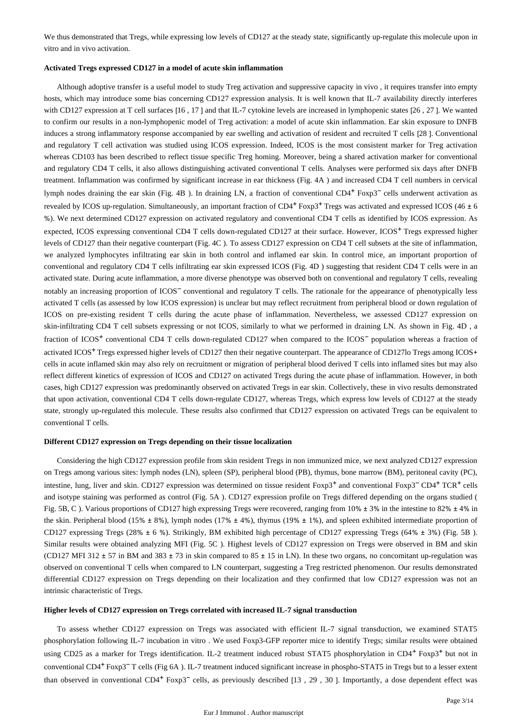We thus demonstrated that Tregs, while expressing low levels of CD127 at the steady state, significantly up-regulate this molecule upon in vitro and in vivo activation.

### Activated Tregs expressed CD127 in a model of acute skin inflammation

Although adoptive transfer is a useful model to study Treg activation and suppressive capacity in vivo , it requires transfer into empty hosts, which may introduce some bias concerning CD127 expression analysis. It is well known that IL-7 availability directly interferes with CD127 expression at T cell surfaces [16 , 17 ] and that IL-7 cytokine levels are increased in lymphopenic states [26 , 27 ]. We wanted to confirm our results in a non-lymphopenic model of Treg activation: a model of acute skin inflammation. Ear skin exposure to DNFB induces a strong inflammatory response accompanied by ear swelling and activation of resident and recruited T cells [28 ]. Conventional and regulatory T cell activation was studied using ICOS expression. Indeed, ICOS is the most consistent marker for Treg activation whereas CD103 has been described to reflect tissue specific Treg homing. Moreover, being a shared activation marker for conventional and regulatory CD4 T cells, it also allows distinguishing activated conventional T cells. Analyses were performed six days after DNFB treatment. Inflammation was confirmed by significant increase in ear thickness (Fig. 4A ) and increased CD4 T cell numbers in cervical lymph nodes draining the ear skin (Fig. 4B ). In draining LN, a fraction of conventional $CD4^+$ $Foxp3^-$ cells underwent activation as revealed by ICOS up-regulation. Simultaneously, an important fraction of $CD4^+$ $Foxp3^+$ Tregs was activated and expressed ICOS (46 ± 6 %). We next determined CD127 expression on activated regulatory and conventional CD4 T cells as identified by ICOS expression. As expected, ICOS expressing conventional CD4 T cells down-regulated CD127 at their surface. However, $ICOS^+$ Tregs expressed higher levels of CD127 than their negative counterpart (Fig. 4C ). To assess CD127 expression on CD4 T cell subsets at the site of inflammation, we analyzed lymphocytes infiltrating ear skin in both control and inflamed ear skin. In control mice, an important proportion of conventional and regulatory CD4 T cells infiltrating ear skin expressed ICOS (Fig. 4D ) suggesting that resident CD4 T cells were in an activated state. During acute inflammation, a more diverse phenotype was observed both on conventional and regulatory T cells, revealing notably an increasing proportion of $ICOS^-$ conventional and regulatory T cells. The rationale for the appearance of phenotypically less activated T cells (as assessed by low ICOS expression) is unclear but may reflect recruitment from peripheral blood or down regulation of ICOS on pre-existing resident T cells during the acute phase of inflammation. Nevertheless, we assessed CD127 expression on skin-infiltrating CD4 T cell subsets expressing or not ICOS, similarly to what we performed in draining LN. As shown in Fig. 4D , a fraction of $ICOS^+$ conventional CD4 T cells down-regulated CD127 when compared to the $ICOS^-$ population whereas a fraction of activated $ICOS^+$ Tregs expressed higher levels of CD127 then their negative counterpart. The appearance of CD127lo Tregs among ICOS+ cells in acute inflamed skin may also rely on recruitment or migration of peripheral blood derived T cells into inflamed sites but may also reflect different kinetics of expression of ICOS and CD127 on activated Tregs during the acute phase of inflammation. However, in both cases, high CD127 expression was predominantly observed on activated Tregs in ear skin. Collectively, these in vivo results demonstrated that upon activation, conventional CD4 T cells down-regulate CD127, whereas Tregs, which express low levels of CD127 at the steady state, strongly up-regulated this molecule. These results also confirmed that CD127 expression on activated Tregs can be equivalent to conventional T cells.

### Different CD127 expression on Tregs depending on their tissue localization

Considering the high CD127 expression profile from skin resident Tregs in non immunized mice, we next analyzed CD127 expression on Tregs among various sites: lymph nodes (LN), spleen (SP), peripheral blood (PB), thymus, bone marrow (BM), peritoneal cavity (PC), intestine, lung, liver and skin. CD127 expression was determined on tissue resident $Foxp3^+$ and conventional $Foxp3^-$ $CD4^+$ $TCR^+$ cells and isotype staining was performed as control (Fig. 5A ). CD127 expression profile on Tregs differed depending on the organs studied ( Fig. 5B, C ). Various proportions of CD127 high expressing Tregs were recovered, ranging from 10% ± 3% in the intestine to 82% ± 4% in the skin. Peripheral blood (15% ± 8%), lymph nodes (17% ± 4%), thymus (19% ± 1%), and spleen exhibited intermediate proportion of CD127 expressing Tregs (28% ± 6 %). Strikingly, BM exhibited high percentage of CD127 expressing Tregs (64% ± 3%) (Fig. 5B ). Similar results were obtained analyzing MFI (Fig. 5C ). Highest levels of CD127 expression on Tregs were observed in BM and skin (CD127 MFI 312 ± 57 in BM and 383 ± 73 in skin compared to 85 ± 15 in LN). In these two organs, no concomitant up-regulation was observed on conventional T cells when compared to LN counterpart, suggesting a Treg restricted phenomenon. Our results demonstrated differential CD127 expression on Tregs depending on their localization and they confirmed that low CD127 expression was not an intrinsic characteristic of Tregs.

### Higher levels of CD127 expression on Tregs correlated with increased IL-7 signal transduction

To assess whether CD127 expression on Tregs was associated with efficient IL-7 signal transduction, we examined STAT5 phosphorylation following IL-7 incubation in vitro . We used Foxp3-GFP reporter mice to identify Tregs; similar results were obtained using CD25 as a marker for Tregs identification. IL-2 treatment induced robust STAT5 phosphorylation in $CD4^+$ $Foxp3^+$ but not in conventional $CD4^+$ $Foxp3^-$ T cells (Fig 6A ). IL-7 treatment induced significant increase in phospho-STAT5 in Tregs but to a lesser extent than observed in conventional $CD4^+$ $Foxp3^-$ cells, as previously described [13 , 29 , 30 ]. Importantly, a dose dependent effect was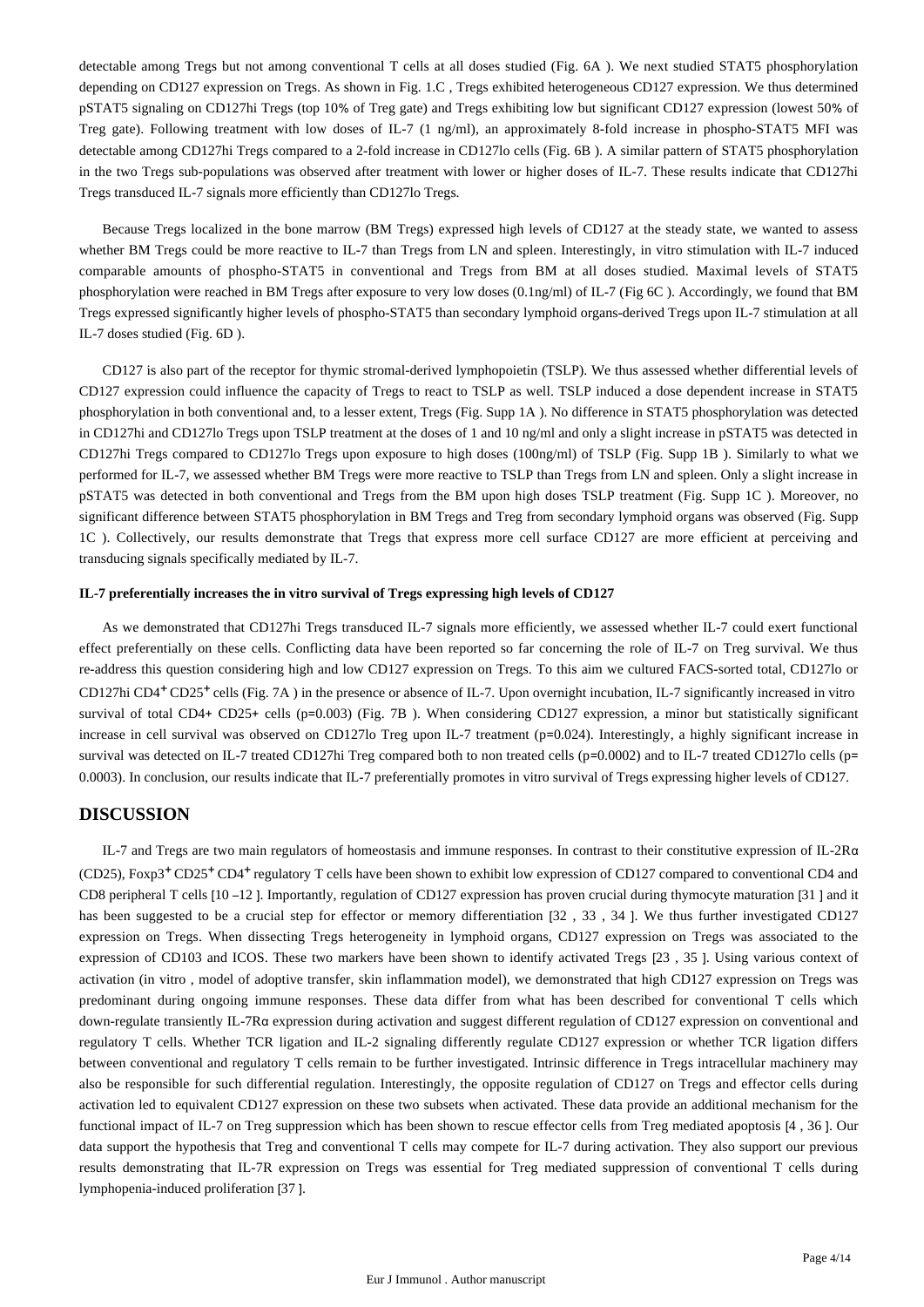detectable among Tregs but not among conventional T cells at all doses studied (Fig. 6A ). We next studied STAT5 phosphorylation depending on CD127 expression on Tregs. As shown in Fig. 1.C , Tregs exhibited heterogeneous CD127 expression. We thus determined pSTAT5 signaling on CD127hi Tregs (top 10% of Treg gate) and Tregs exhibiting low but significant CD127 expression (lowest 50% of Treg gate). Following treatment with low doses of IL-7 (1 ng/ml), an approximately 8-fold increase in phospho-STAT5 MFI was detectable among CD127hi Tregs compared to a 2-fold increase in CD127lo cells (Fig. 6B ). A similar pattern of STAT5 phosphorylation in the two Tregs sub-populations was observed after treatment with lower or higher doses of IL-7. These results indicate that CD127hi Tregs transduced IL-7 signals more efficiently than CD127lo Tregs.

Because Tregs localized in the bone marrow (BM Tregs) expressed high levels of CD127 at the steady state, we wanted to assess whether BM Tregs could be more reactive to IL-7 than Tregs from LN and spleen. Interestingly, in vitro stimulation with IL-7 induced comparable amounts of phospho-STAT5 in conventional and Tregs from BM at all doses studied. Maximal levels of STAT5 phosphorylation were reached in BM Tregs after exposure to very low doses (0.1ng/ml) of IL-7 (Fig 6C ). Accordingly, we found that BM Tregs expressed significantly higher levels of phospho-STAT5 than secondary lymphoid organs-derived Tregs upon IL-7 stimulation at all IL-7 doses studied (Fig. 6D ).

CD127 is also part of the receptor for thymic stromal-derived lymphopoietin (TSLP). We thus assessed whether differential levels of CD127 expression could influence the capacity of Tregs to react to TSLP as well. TSLP induced a dose dependent increase in STAT5 phosphorylation in both conventional and, to a lesser extent, Tregs (Fig. Supp 1A ). No difference in STAT5 phosphorylation was detected in CD127hi and CD127lo Tregs upon TSLP treatment at the doses of 1 and 10 ng/ml and only a slight increase in pSTAT5 was detected in CD127hi Tregs compared to CD127lo Tregs upon exposure to high doses (100ng/ml) of TSLP (Fig. Supp 1B ). Similarly to what we performed for IL-7, we assessed whether BM Tregs were more reactive to TSLP than Tregs from LN and spleen. Only a slight increase in pSTAT5 was detected in both conventional and Tregs from the BM upon high doses TSLP treatment (Fig. Supp 1C ). Moreover, no significant difference between STAT5 phosphorylation in BM Tregs and Treg from secondary lymphoid organs was observed (Fig. Supp 1C ). Collectively, our results demonstrate that Tregs that express more cell surface CD127 are more efficient at perceiving and transducing signals specifically mediated by IL-7.

#### IL-7 preferentially increases the in vitro survival of Tregs expressing high levels of CD127

As we demonstrated that CD127hi Tregs transduced IL-7 signals more efficiently, we assessed whether IL-7 could exert functional effect preferentially on these cells. Conflicting data have been reported so far concerning the role of IL-7 on Treg survival. We thus re-address this question considering high and low CD127 expression on Tregs. To this aim we cultured FACS-sorted total, CD127lo or CD127hi $CD4^+ CD25^+$ cells (Fig. 7A ) in the presence or absence of IL-7. Upon overnight incubation, IL-7 significantly increased in vitro survival of total CD4+ CD25+ cells (p=0.003) (Fig. 7B ). When considering CD127 expression, a minor but statistically significant increase in cell survival was observed on CD127lo Treg upon IL-7 treatment (p=0.024). Interestingly, a highly significant increase in survival was detected on IL-7 treated CD127hi Treg compared both to non treated cells (p=0.0002) and to IL-7 treated CD127lo cells (p= 0.0003). In conclusion, our results indicate that IL-7 preferentially promotes in vitro survival of Tregs expressing higher levels of CD127.

## DISCUSSION

IL-7 and Tregs are two main regulators of homeostasis and immune responses. In contrast to their constitutive expression of IL-2Rα (CD25), $Foxp3^+ CD25^+ CD4^+$ regulatory T cells have been shown to exhibit low expression of CD127 compared to conventional CD4 and CD8 peripheral T cells [10 –12 ]. Importantly, regulation of CD127 expression has proven crucial during thymocyte maturation [31 ] and it has been suggested to be a crucial step for effector or memory differentiation [32 , 33 , 34 ]. We thus further investigated CD127 expression on Tregs. When dissecting Tregs heterogeneity in lymphoid organs, CD127 expression on Tregs was associated to the expression of CD103 and ICOS. These two markers have been shown to identify activated Tregs [23 , 35 ]. Using various context of activation (in vitro , model of adoptive transfer, skin inflammation model), we demonstrated that high CD127 expression on Tregs was predominant during ongoing immune responses. These data differ from what has been described for conventional T cells which down-regulate transiently IL-7Rα expression during activation and suggest different regulation of CD127 expression on conventional and regulatory T cells. Whether TCR ligation and IL-2 signaling differently regulate CD127 expression or whether TCR ligation differs between conventional and regulatory T cells remain to be further investigated. Intrinsic difference in Tregs intracellular machinery may also be responsible for such differential regulation. Interestingly, the opposite regulation of CD127 on Tregs and effector cells during activation led to equivalent CD127 expression on these two subsets when activated. These data provide an additional mechanism for the functional impact of IL-7 on Treg suppression which has been shown to rescue effector cells from Treg mediated apoptosis [4 , 36 ]. Our data support the hypothesis that Treg and conventional T cells may compete for IL-7 during activation. They also support our previous results demonstrating that IL-7R expression on Tregs was essential for Treg mediated suppression of conventional T cells during lymphopenia-induced proliferation [37 ].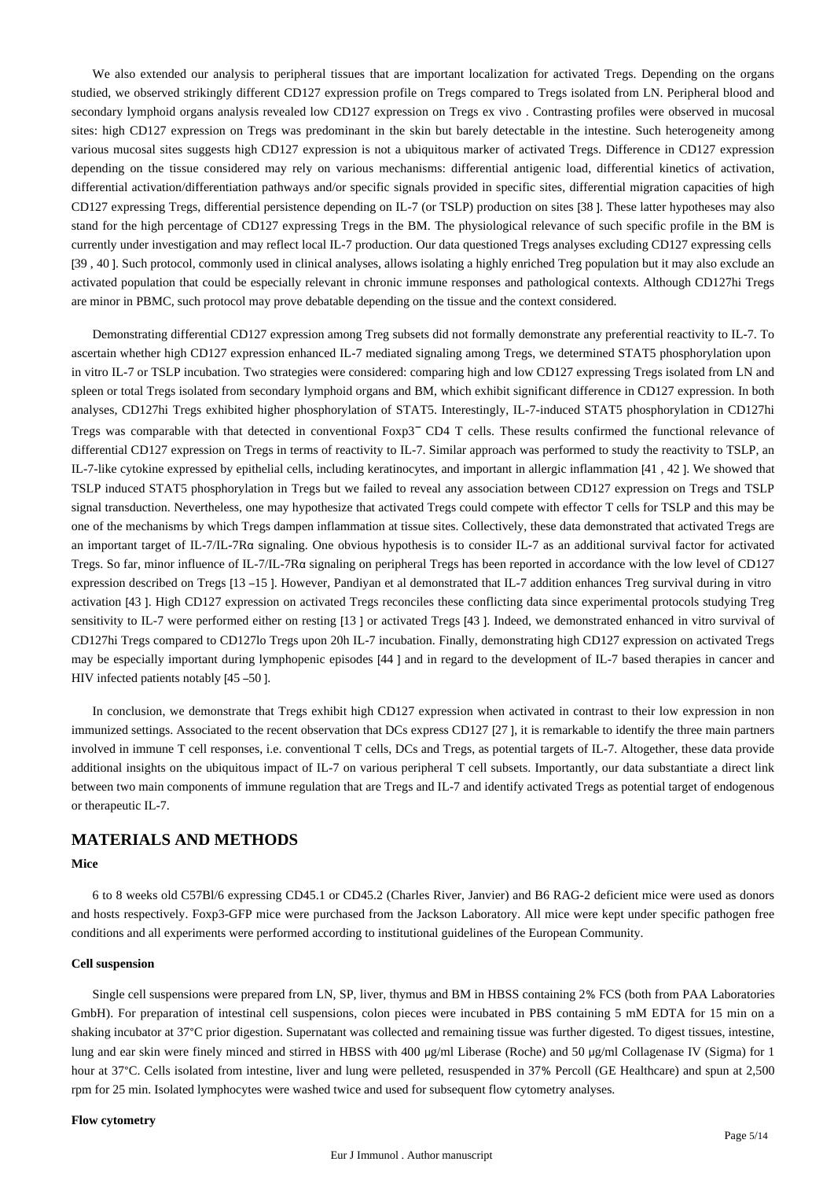We also extended our analysis to peripheral tissues that are important localization for activated Tregs. Depending on the organs studied, we observed strikingly different CD127 expression profile on Tregs compared to Tregs isolated from LN. Peripheral blood and secondary lymphoid organs analysis revealed low CD127 expression on Tregs ex vivo . Contrasting profiles were observed in mucosal sites: high CD127 expression on Tregs was predominant in the skin but barely detectable in the intestine. Such heterogeneity among various mucosal sites suggests high CD127 expression is not a ubiquitous marker of activated Tregs. Difference in CD127 expression depending on the tissue considered may rely on various mechanisms: differential antigenic load, differential kinetics of activation, differential activation/differentiation pathways and/or specific signals provided in specific sites, differential migration capacities of high CD127 expressing Tregs, differential persistence depending on IL-7 (or TSLP) production on sites [38 ]. These latter hypotheses may also stand for the high percentage of CD127 expressing Tregs in the BM. The physiological relevance of such specific profile in the BM is currently under investigation and may reflect local IL-7 production. Our data questioned Tregs analyses excluding CD127 expressing cells [39 , 40 ]. Such protocol, commonly used in clinical analyses, allows isolating a highly enriched Treg population but it may also exclude an activated population that could be especially relevant in chronic immune responses and pathological contexts. Although CD127hi Tregs are minor in PBMC, such protocol may prove debatable depending on the tissue and the context considered.

Demonstrating differential CD127 expression among Treg subsets did not formally demonstrate any preferential reactivity to IL-7. To ascertain whether high CD127 expression enhanced IL-7 mediated signaling among Tregs, we determined STAT5 phosphorylation upon in vitro IL-7 or TSLP incubation. Two strategies were considered: comparing high and low CD127 expressing Tregs isolated from LN and spleen or total Tregs isolated from secondary lymphoid organs and BM, which exhibit significant difference in CD127 expression. In both analyses, CD127hi Tregs exhibited higher phosphorylation of STAT5. Interestingly, IL-7-induced STAT5 phosphorylation in CD127hi Tregs was comparable with that detected in conventional Foxp3$^{-}$ CD4 T cells. These results confirmed the functional relevance of differential CD127 expression on Tregs in terms of reactivity to IL-7. Similar approach was performed to study the reactivity to TSLP, an IL-7-like cytokine expressed by epithelial cells, including keratinocytes, and important in allergic inflammation [41 , 42 ]. We showed that TSLP induced STAT5 phosphorylation in Tregs but we failed to reveal any association between CD127 expression on Tregs and TSLP signal transduction. Nevertheless, one may hypothesize that activated Tregs could compete with effector T cells for TSLP and this may be one of the mechanisms by which Tregs dampen inflammation at tissue sites. Collectively, these data demonstrated that activated Tregs are an important target of IL-7/IL-7Rα signaling. One obvious hypothesis is to consider IL-7 as an additional survival factor for activated Tregs. So far, minor influence of IL-7/IL-7Rα signaling on peripheral Tregs has been reported in accordance with the low level of CD127 expression described on Tregs [13 –15 ]. However, Pandiyan et al demonstrated that IL-7 addition enhances Treg survival during in vitro activation [43 ]. High CD127 expression on activated Tregs reconciles these conflicting data since experimental protocols studying Treg sensitivity to IL-7 were performed either on resting [13 ] or activated Tregs [43 ]. Indeed, we demonstrated enhanced in vitro survival of CD127hi Tregs compared to CD127lo Tregs upon 20h IL-7 incubation. Finally, demonstrating high CD127 expression on activated Tregs may be especially important during lymphopenic episodes [44 ] and in regard to the development of IL-7 based therapies in cancer and HIV infected patients notably [45 –50 ].

In conclusion, we demonstrate that Tregs exhibit high CD127 expression when activated in contrast to their low expression in non immunized settings. Associated to the recent observation that DCs express CD127 [27 ], it is remarkable to identify the three main partners involved in immune T cell responses, i.e. conventional T cells, DCs and Tregs, as potential targets of IL-7. Altogether, these data provide additional insights on the ubiquitous impact of IL-7 on various peripheral T cell subsets. Importantly, our data substantiate a direct link between two main components of immune regulation that are Tregs and IL-7 and identify activated Tregs as potential target of endogenous or therapeutic IL-7.

## MATERIALS AND METHODS

### Mice

6 to 8 weeks old C57Bl/6 expressing CD45.1 or CD45.2 (Charles River, Janvier) and B6 RAG-2 deficient mice were used as donors and hosts respectively. Foxp3-GFP mice were purchased from the Jackson Laboratory. All mice were kept under specific pathogen free conditions and all experiments were performed according to institutional guidelines of the European Community.

### Cell suspension

Single cell suspensions were prepared from LN, SP, liver, thymus and BM in HBSS containing 2% FCS (both from PAA Laboratories GmbH). For preparation of intestinal cell suspensions, colon pieces were incubated in PBS containing 5 mM EDTA for 15 min on a shaking incubator at 37°C prior digestion. Supernatant was collected and remaining tissue was further digested. To digest tissues, intestine, lung and ear skin were finely minced and stirred in HBSS with 400 μg/ml Liberase (Roche) and 50 μg/ml Collagenase IV (Sigma) for 1 hour at 37°C. Cells isolated from intestine, liver and lung were pelleted, resuspended in 37% Percoll (GE Healthcare) and spun at 2,500 rpm for 25 min. Isolated lymphocytes were washed twice and used for subsequent flow cytometry analyses.

### Flow cytometry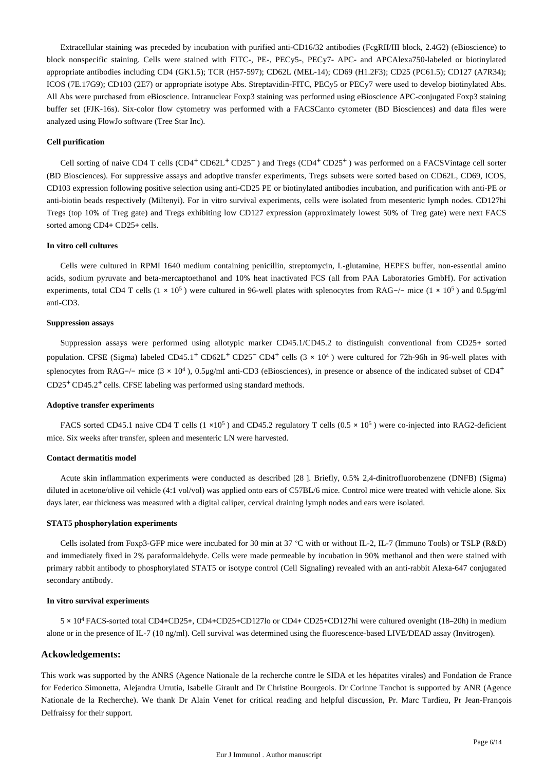Extracellular staining was preceded by incubation with purified anti-CD16/32 antibodies (FcgRII/III block, 2.4G2) (eBioscience) to block nonspecific staining. Cells were stained with FITC-, PE-, PECy5-, PECy7- APC- and APCAlexa750-labeled or biotinylated appropriate antibodies including CD4 (GK1.5); TCR (H57-597); CD62L (MEL-14); CD69 (H1.2F3); CD25 (PC61.5); CD127 (A7R34); ICOS (7E.17G9); CD103 (2E7) or appropriate isotype Abs. Streptavidin-FITC, PECy5 or PECy7 were used to develop biotinylated Abs. All Abs were purchased from eBioscience. Intranuclear Foxp3 staining was performed using eBioscience APC-conjugated Foxp3 staining buffer set (FJK-16s). Six-color flow cytometry was performed with a FACSCanto cytometer (BD Biosciences) and data files were analyzed using FlowJo software (Tree Star Inc).

#### Cell purification

Cell sorting of naive CD4 T cells ($CD4^+$ $CD62L^+$ $CD25^-$) and Tregs ($CD4^+$ $CD25^+$) was performed on a FACSVintage cell sorter (BD Biosciences). For suppressive assays and adoptive transfer experiments, Tregs subsets were sorted based on CD62L, CD69, ICOS, CD103 expression following positive selection using anti-CD25 PE or biotinylated antibodies incubation, and purification with anti-PE or anti-biotin beads respectively (Miltenyi). For in vitro survival experiments, cells were isolated from mesenteric lymph nodes. CD127hi Tregs (top 10% of Treg gate) and Tregs exhibiting low CD127 expression (approximately lowest 50% of Treg gate) were next FACS sorted among CD4+ CD25+ cells.

#### In vitro cell cultures

Cells were cultured in RPMI 1640 medium containing penicillin, streptomycin, L-glutamine, HEPES buffer, non-essential amino acids, sodium pyruvate and beta-mercaptoethanol and 10% heat inactivated FCS (all from PAA Laboratories GmbH). For activation experiments, total CD4 T cells ($1 \times 10^5$) were cultured in 96-well plates with splenocytes from RAG−/− mice ($1 \times 10^5$) and 0.5μg/ml anti-CD3.

#### Suppression assays

Suppression assays were performed using allotypic marker CD45.1/CD45.2 to distinguish conventional from CD25+ sorted population. CFSE (Sigma) labeled $CD45.1^+$ $CD62L^+$ $CD25^-$ $CD4^+$ cells ($3 \times 10^4$) were cultured for 72h-96h in 96-well plates with splenocytes from RAG−/− mice ($3 \times 10^4$), 0.5μg/ml anti-CD3 (eBiosciences), in presence or absence of the indicated subset of $CD4^+$ $CD25^+$ $CD45.2^+$ cells. CFSE labeling was performed using standard methods.

#### Adoptive transfer experiments

FACS sorted CD45.1 naive CD4 T cells ($1 \times 10^5$) and CD45.2 regulatory T cells ($0.5 \times 10^5$) were co-injected into RAG2-deficient mice. Six weeks after transfer, spleen and mesenteric LN were harvested.

#### Contact dermatitis model

Acute skin inflammation experiments were conducted as described [28 ]. Briefly, 0.5% 2,4-dinitrofluorobenzene (DNFB) (Sigma) diluted in acetone/olive oil vehicle (4:1 vol/vol) was applied onto ears of C57BL/6 mice. Control mice were treated with vehicle alone. Six days later, ear thickness was measured with a digital caliper, cervical draining lymph nodes and ears were isolated.

#### STAT5 phosphorylation experiments

Cells isolated from Foxp3-GFP mice were incubated for 30 min at 37 °C with or without IL-2, IL-7 (Immuno Tools) or TSLP (R&D) and immediately fixed in 2% paraformaldehyde. Cells were made permeable by incubation in 90% methanol and then were stained with primary rabbit antibody to phosphorylated STAT5 or isotype control (Cell Signaling) revealed with an anti-rabbit Alexa-647 conjugated secondary antibody.

#### In vitro survival experiments

$5 \times 10^4$ FACS-sorted total CD4+CD25+, CD4+CD25+CD127lo or CD4+ CD25+CD127hi were cultured ovenight (18–20h) in medium alone or in the presence of IL-7 (10 ng/ml). Cell survival was determined using the fluorescence-based LIVE/DEAD assay (Invitrogen).

### Ackowledgements:

This work was supported by the ANRS (Agence Nationale de la recherche contre le SIDA et les hépatites virales) and Fondation de France for Federico Simonetta, Alejandra Urrutia, Isabelle Girault and Dr Christine Bourgeois. Dr Corinne Tanchot is supported by ANR (Agence Nationale de la Recherche). We thank Dr Alain Venet for critical reading and helpful discussion, Pr. Marc Tardieu, Pr Jean-François Delfraissy for their support.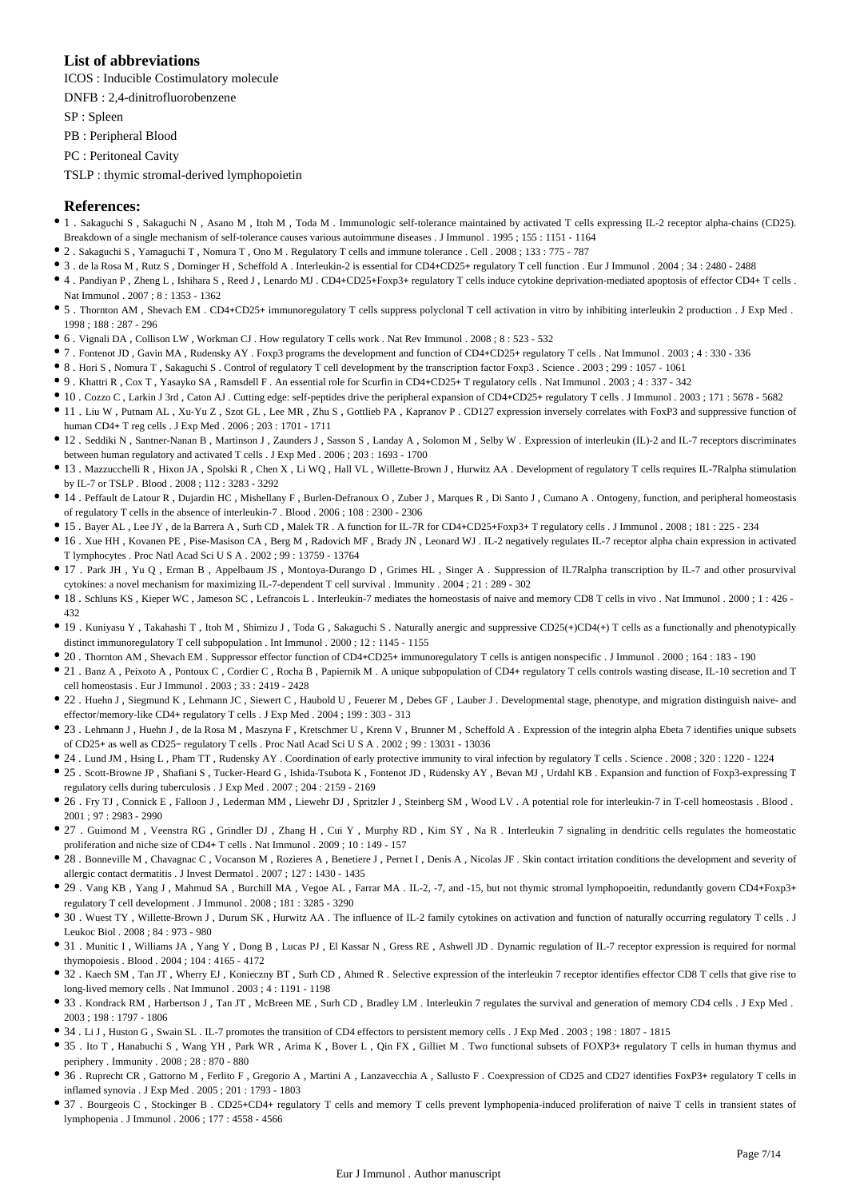## List of abbreviations

ICOS : Inducible Costimulatory molecule

DNFB : 2,4-dinitrofluorobenzene

SP : Spleen

PB : Peripheral Blood

PC : Peritoneal Cavity

TSLP : thymic stromal-derived lymphopoietin

## References:

- 1 . Sakaguchi S , Sakaguchi N , Asano M , Itoh M , Toda M . Immunologic self-tolerance maintained by activated T cells expressing IL-2 receptor alpha-chains (CD25). Breakdown of a single mechanism of self-tolerance causes various autoimmune diseases . J Immunol . 1995 ; 155 : 1151 - 1164
- 2 . Sakaguchi S , Yamaguchi T , Nomura T , Ono M . Regulatory T cells and immune tolerance . Cell . 2008 ; 133 : 775 - 787
- 3 . de la Rosa M , Rutz S , Dorninger H , Scheffold A . Interleukin-2 is essential for CD4+CD25+ regulatory T cell function . Eur J Immunol . 2004 ; 34 : 2480 - 2488
- 4 . Pandiyan P , Zheng L , Ishihara S , Reed J , Lenardo MJ . CD4+CD25+Foxp3+ regulatory T cells induce cytokine deprivation-mediated apoptosis of effector CD4+ T cells . Nat Immunol . 2007 ; 8 : 1353 - 1362
- 5 . Thornton AM , Shevach EM . CD4+CD25+ immunoregulatory T cells suppress polyclonal T cell activation in vitro by inhibiting interleukin 2 production . J Exp Med . 1998 ; 188 : 287 - 296
- 6 . Vignali DA , Collison LW , Workman CJ . How regulatory T cells work . Nat Rev Immunol . 2008 ; 8 : 523 - 532
- 7 . Fontenot JD , Gavin MA , Rudensky AY . Foxp3 programs the development and function of CD4+CD25+ regulatory T cells . Nat Immunol . 2003 ; 4 : 330 - 336
- 8 . Hori S , Nomura T , Sakaguchi S . Control of regulatory T cell development by the transcription factor Foxp3 . Science . 2003 ; 299 : 1057 - 1061
- 9 . Khattri R , Cox T , Yasayko SA , Ramsdell F . An essential role for Scurfin in CD4+CD25+ T regulatory cells . Nat Immunol . 2003 ; 4 : 337 - 342
- 10 . Cozzo C , Larkin J 3rd , Caton AJ . Cutting edge: self-peptides drive the peripheral expansion of CD4+CD25+ regulatory T cells . J Immunol . 2003 ; 171 : 5678 - 5682
- 11 . Liu W , Putnam AL , Xu-Yu Z , Szot GL , Lee MR , Zhu S , Gottlieb PA , Kapranov P . CD127 expression inversely correlates with FoxP3 and suppressive function of human CD4+ T reg cells . J Exp Med . 2006 ; 203 : 1701 - 1711
- 12 . Seddiki N , Santner-Nanan B , Martinson J , Zaunders J , Sasson S , Landay A , Solomon M , Selby W . Expression of interleukin (IL)-2 and IL-7 receptors discriminates between human regulatory and activated T cells . J Exp Med . 2006 ; 203 : 1693 - 1700
- 13 . Mazzucchelli R , Hixon JA , Spolski R , Chen X , Li WQ , Hall VL , Willette-Brown J , Hurwitz AA . Development of regulatory T cells requires IL-7Ralpha stimulation by IL-7 or TSLP . Blood . 2008 ; 112 : 3283 - 3292
- 14 . Peffault de Latour R , Dujardin HC , Mishellany F , Burlen-Defranoux O , Zuber J , Marques R , Di Santo J , Cumano A . Ontogeny, function, and peripheral homeostasis of regulatory T cells in the absence of interleukin-7 . Blood . 2006 ; 108 : 2300 - 2306
- 15 . Bayer AL , Lee JY , de la Barrera A , Surh CD , Malek TR . A function for IL-7R for CD4+CD25+Foxp3+ T regulatory cells . J Immunol . 2008 ; 181 : 225 - 234
- 16 . Xue HH , Kovanen PE , Pise-Masison CA , Berg M , Radovich MF , Brady JN , Leonard WJ . IL-2 negatively regulates IL-7 receptor alpha chain expression in activated T lymphocytes . Proc Natl Acad Sci U S A . 2002 ; 99 : 13759 - 13764
- 17 . Park JH , Yu Q , Erman B , Appelbaum JS , Montoya-Durango D , Grimes HL , Singer A . Suppression of IL7Ralpha transcription by IL-7 and other prosurvival cytokines: a novel mechanism for maximizing IL-7-dependent T cell survival . Immunity . 2004 ; 21 : 289 - 302
- 18 . Schluns KS , Kieper WC , Jameson SC , Lefrancois L . Interleukin-7 mediates the homeostasis of naive and memory CD8 T cells in vivo . Nat Immunol . 2000 ; 1 : 426 - 432
- 19 . Kuniyasu Y , Takahashi T , Itoh M , Shimizu J , Toda G , Sakaguchi S . Naturally anergic and suppressive CD25(+)CD4(+) T cells as a functionally and phenotypically distinct immunoregulatory T cell subpopulation . Int Immunol . 2000 ; 12 : 1145 - 1155
- 20 . Thornton AM , Shevach EM . Suppressor effector function of CD4+CD25+ immunoregulatory T cells is antigen nonspecific . J Immunol . 2000 ; 164 : 183 - 190
- 21 . Banz A , Peixoto A , Pontoux C , Cordier C , Rocha B , Papiernik M . A unique subpopulation of CD4+ regulatory T cells controls wasting disease, IL-10 secretion and T cell homeostasis . Eur J Immunol . 2003 ; 33 : 2419 - 2428
- 22 . Huehn J , Siegmund K , Lehmann JC , Siewert C , Haubold U , Feuerer M , Debes GF , Lauber J . Developmental stage, phenotype, and migration distinguish naive- and effector/memory-like CD4+ regulatory T cells . J Exp Med . 2004 ; 199 : 303 - 313
- 23 . Lehmann J , Huehn J , de la Rosa M , Maszyna F , Kretschmer U , Krenn V , Brunner M , Scheffold A . Expression of the integrin alpha Ebeta 7 identifies unique subsets of CD25+ as well as CD25− regulatory T cells . Proc Natl Acad Sci U S A . 2002 ; 99 : 13031 - 13036
- 24 . Lund JM , Hsing L , Pham TT , Rudensky AY . Coordination of early protective immunity to viral infection by regulatory T cells . Science . 2008 ; 320 : 1220 - 1224
- 25 . Scott-Browne JP , Shafiani S , Tucker-Heard G , Ishida-Tsubota K , Fontenot JD , Rudensky AY , Bevan MJ , Urdahl KB . Expansion and function of Foxp3-expressing T regulatory cells during tuberculosis . J Exp Med . 2007 ; 204 : 2159 - 2169
- 26 . Fry TJ , Connick E , Falloon J , Lederman MM , Liewehr DJ , Spritzler J , Steinberg SM , Wood LV . A potential role for interleukin-7 in T-cell homeostasis . Blood . 2001 ; 97 : 2983 - 2990
- 27 . Guimond M , Veenstra RG , Grindler DJ , Zhang H , Cui Y , Murphy RD , Kim SY , Na R . Interleukin 7 signaling in dendritic cells regulates the homeostatic proliferation and niche size of CD4+ T cells . Nat Immunol . 2009 ; 10 : 149 - 157
- 28 . Bonneville M , Chavagnac C , Vocanson M , Rozieres A , Benetiere J , Pernet I , Denis A , Nicolas JF . Skin contact irritation conditions the development and severity of allergic contact dermatitis . J Invest Dermatol . 2007 ; 127 : 1430 - 1435
- 29 . Vang KB , Yang J , Mahmud SA , Burchill MA , Vegoe AL , Farrar MA . IL-2, -7, and -15, but not thymic stromal lymphopoeitin, redundantly govern CD4+Foxp3+ regulatory T cell development . J Immunol . 2008 ; 181 : 3285 - 3290
- 30 . Wuest TY , Willette-Brown J , Durum SK , Hurwitz AA . The influence of IL-2 family cytokines on activation and function of naturally occurring regulatory T cells . J Leukoc Biol . 2008 ; 84 : 973 - 980
- 31 . Munitic I , Williams JA , Yang Y , Dong B , Lucas PJ , El Kassar N , Gress RE , Ashwell JD . Dynamic regulation of IL-7 receptor expression is required for normal thymopoiesis . Blood . 2004 ; 104 : 4165 - 4172
- 32 . Kaech SM , Tan JT , Wherry EJ , Konieczny BT , Surh CD , Ahmed R . Selective expression of the interleukin 7 receptor identifies effector CD8 T cells that give rise to long-lived memory cells . Nat Immunol . 2003 ; 4 : 1191 - 1198
- 33 . Kondrack RM , Harbertson J , Tan JT , McBreen ME , Surh CD , Bradley LM . Interleukin 7 regulates the survival and generation of memory CD4 cells . J Exp Med . 2003 ; 198 : 1797 - 1806
- 34 . Li J , Huston G , Swain SL . IL-7 promotes the transition of CD4 effectors to persistent memory cells . J Exp Med . 2003 ; 198 : 1807 - 1815
- 35 . Ito T , Hanabuchi S , Wang YH , Park WR , Arima K , Bover L , Qin FX , Gilliet M . Two functional subsets of FOXP3+ regulatory T cells in human thymus and periphery . Immunity . 2008 ; 28 : 870 - 880
- 36 . Ruprecht CR , Gattorno M , Ferlito F , Gregorio A , Martini A , Lanzavecchia A , Sallusto F . Coexpression of CD25 and CD27 identifies FoxP3+ regulatory T cells in inflamed synovia . J Exp Med . 2005 ; 201 : 1793 - 1803
- 37 . Bourgeois C , Stockinger B . CD25+CD4+ regulatory T cells and memory T cells prevent lymphopenia-induced proliferation of naive T cells in transient states of lymphopenia . J Immunol . 2006 ; 177 : 4558 - 4566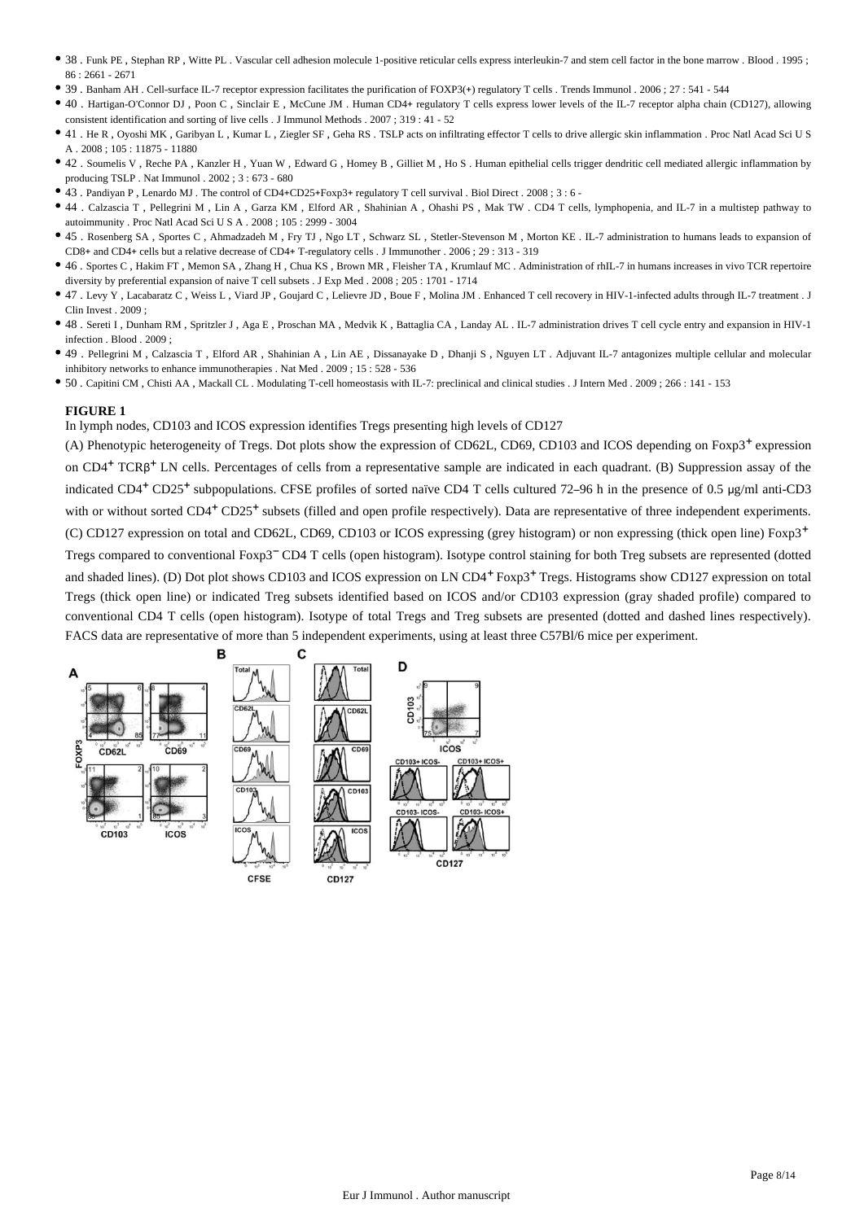- 38 . Funk PE , Stephan RP , Witte PL . Vascular cell adhesion molecule 1-positive reticular cells express interleukin-7 and stem cell factor in the bone marrow . Blood . 1995 ; 86 : 2661 - 2671
- 39 . Banham AH . Cell-surface IL-7 receptor expression facilitates the purification of FOXP3(+) regulatory T cells . Trends Immunol . 2006 ; 27 : 541 - 544
- 40 . Hartigan-O'Connor DJ , Poon C , Sinclair E , McCune JM . Human CD4+ regulatory T cells express lower levels of the IL-7 receptor alpha chain (CD127), allowing consistent identification and sorting of live cells . J Immunol Methods . 2007 ; 319 : 41 - 52
- 41 . He R , Oyoshi MK , Garibyan L , Kumar L , Ziegler SF , Geha RS . TSLP acts on infiltrating effector T cells to drive allergic skin inflammation . Proc Natl Acad Sci U S A . 2008 ; 105 : 11875 - 11880
- 42 . Soumelis V , Reche PA , Kanzler H , Yuan W , Edward G , Homey B , Gilliet M , Ho S . Human epithelial cells trigger dendritic cell mediated allergic inflammation by producing TSLP . Nat Immunol . 2002 ; 3 : 673 - 680
- 43 . Pandiyan P , Lenardo MJ . The control of CD4+CD25+Foxp3+ regulatory T cell survival . Biol Direct . 2008 ; 3 : 6 -
- 44 . Calzascia T , Pellegrini M , Lin A , Garza KM , Elford AR , Shahinian A , Ohashi PS , Mak TW . CD4 T cells, lymphopenia, and IL-7 in a multistep pathway to autoimmunity . Proc Natl Acad Sci U S A . 2008 ; 105 : 2999 - 3004
- 45 . Rosenberg SA , Sportes C , Ahmadzadeh M , Fry TJ , Ngo LT , Schwarz SL , Stetler-Stevenson M , Morton KE . IL-7 administration to humans leads to expansion of CD8+ and CD4+ cells but a relative decrease of CD4+ T-regulatory cells . J Immunother . 2006 ; 29 : 313 - 319
- 46 . Sportes C , Hakim FT , Memon SA , Zhang H , Chua KS , Brown MR , Fleisher TA , Krumlauf MC . Administration of rhIL-7 in humans increases in vivo TCR repertoire diversity by preferential expansion of naive T cell subsets . J Exp Med . 2008 ; 205 : 1701 - 1714
- 47 . Levy Y , Lacabaratz C , Weiss L , Viard JP , Goujard C , Lelievre JD , Boue F , Molina JM . Enhanced T cell recovery in HIV-1-infected adults through IL-7 treatment . J Clin Invest . 2009 ;
- 48 . Sereti I , Dunham RM , Spritzler J , Aga E , Proschan MA , Medvik K , Battaglia CA , Landay AL . IL-7 administration drives T cell cycle entry and expansion in HIV-1 infection . Blood . 2009 ;
- 49 . Pellegrini M , Calzascia T , Elford AR , Shahinian A , Lin AE , Dissanayake D , Dhanji S , Nguyen LT . Adjuvant IL-7 antagonizes multiple cellular and molecular inhibitory networks to enhance immunotherapies . Nat Med . 2009 ; 15 : 528 - 536
- 50 . Capitini CM , Chisti AA , Mackall CL . Modulating T-cell homeostasis with IL-7: preclinical and clinical studies . J Intern Med . 2009 ; 266 : 141 - 153

**FIGURE 1**

In lymph nodes, CD103 and ICOS expression identifies Tregs presenting high levels of CD127

(A) Phenotypic heterogeneity of Tregs. Dot plots show the expression of CD62L, CD69, CD103 and ICOS depending on Foxp3$^{+}$ expression on CD4$^{+}$ TCRβ$^{+}$ LN cells. Percentages of cells from a representative sample are indicated in each quadrant. (B) Suppression assay of the indicated CD4$^{+}$ CD25$^{+}$ subpopulations. CFSE profiles of sorted naïve CD4 T cells cultured 72–96 h in the presence of 0.5 μg/ml anti-CD3 with or without sorted CD4$^{+}$ CD25$^{+}$ subsets (filled and open profile respectively). Data are representative of three independent experiments. (C) CD127 expression on total and CD62L, CD69, CD103 or ICOS expressing (grey histogram) or non expressing (thick open line) Foxp3$^{+}$ Tregs compared to conventional Foxp3$^{-}$ CD4 T cells (open histogram). Isotype control staining for both Treg subsets are represented (dotted and shaded lines). (D) Dot plot shows CD103 and ICOS expression on LN CD4$^{+}$ Foxp3$^{+}$ Tregs. Histograms show CD127 expression on total Tregs (thick open line) or indicated Treg subsets identified based on ICOS and/or CD103 expression (gray shaded profile) compared to conventional CD4 T cells (open histogram). Isotype of total Tregs and Treg subsets are presented (dotted and dashed lines respectively). FACS data are representative of more than 5 independent experiments, using at least three C57Bl/6 mice per experiment.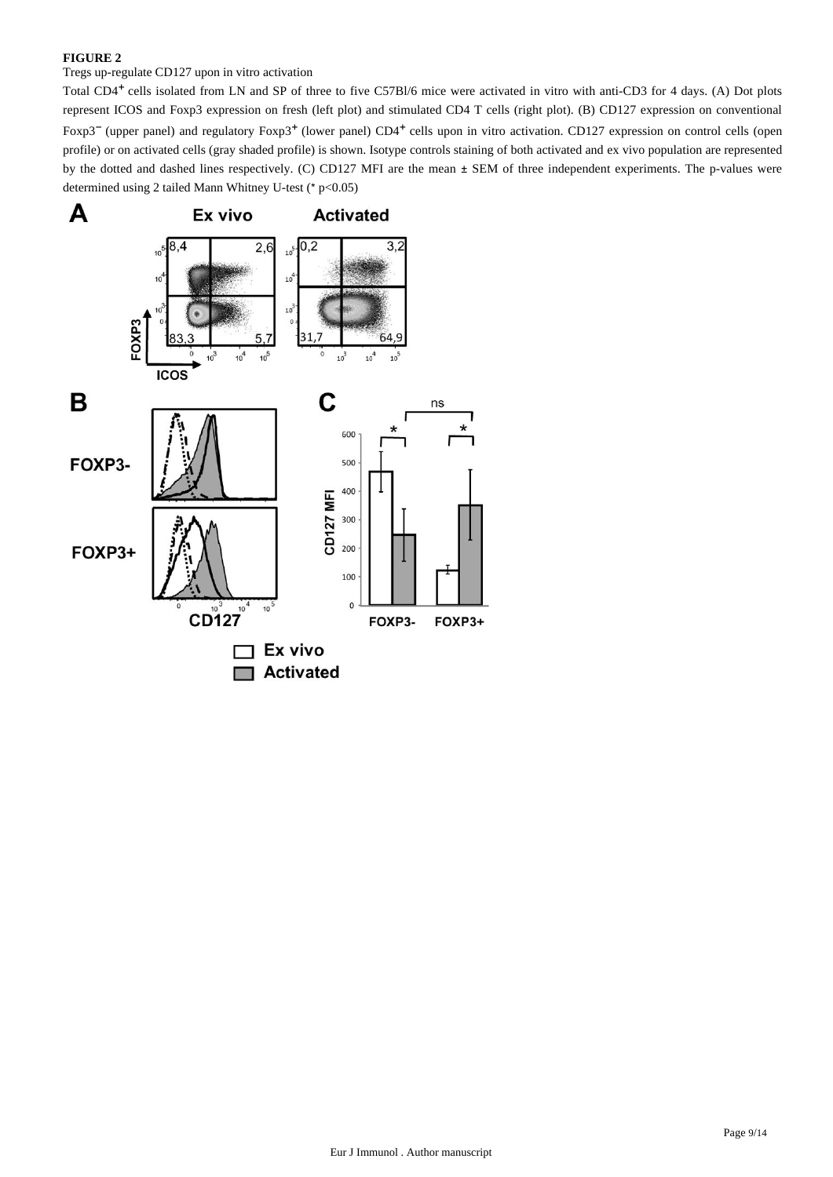**FIGURE 2**

Tregs up-regulate CD127 upon in vitro activation

Total $CD4^+$ cells isolated from LN and SP of three to five C57Bl/6 mice were activated in vitro with anti-CD3 for 4 days. (A) Dot plots represent ICOS and Foxp3 expression on fresh (left plot) and stimulated CD4 T cells (right plot). (B) CD127 expression on conventional $Foxp3^-$ (upper panel) and regulatory $Foxp3^+$ (lower panel) $CD4^+$ cells upon in vitro activation. CD127 expression on control cells (open profile) or on activated cells (gray shaded profile) is shown. Isotype controls staining of both activated and ex vivo population are represented by the dotted and dashed lines respectively. (C) CD127 MFI are the mean ± SEM of three independent experiments. The p-values were determined using 2 tailed Mann Whitney U-test (* $p<0.05$)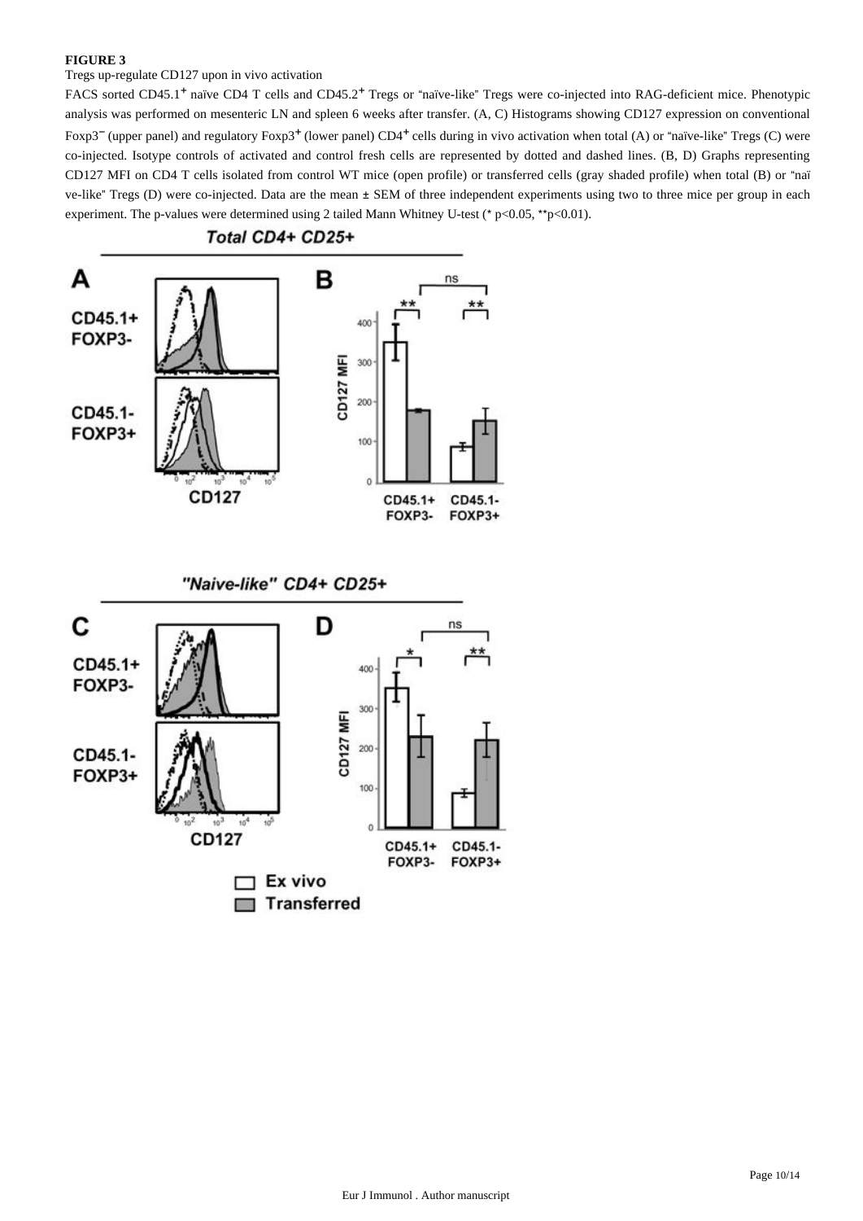**FIGURE 3**

Tregs up-regulate CD127 upon in vivo activation

FACS sorted CD45.1[+] naïve CD4 T cells and CD45.2[+] Tregs or "naïve-like" Tregs were co-injected into RAG-deficient mice. Phenotypic analysis was performed on mesenteric LN and spleen 6 weeks after transfer. (A, C) Histograms showing CD127 expression on conventional Foxp3[−] (upper panel) and regulatory Foxp3[+] (lower panel) CD4[+] cells during in vivo activation when total (A) or "naïve-like" Tregs (C) were co-injected. Isotype controls of activated and control fresh cells are represented by dotted and dashed lines. (B, D) Graphs representing CD127 MFI on CD4 T cells isolated from control WT mice (open profile) or transferred cells (gray shaded profile) when total (B) or "naïve-like" Tregs (D) were co-injected. Data are the mean ± SEM of three independent experiments using two to three mice per group in each experiment. The p-values were determined using 2 tailed Mann Whitney U-test (* $p<0.05$, ** $p<0.01$).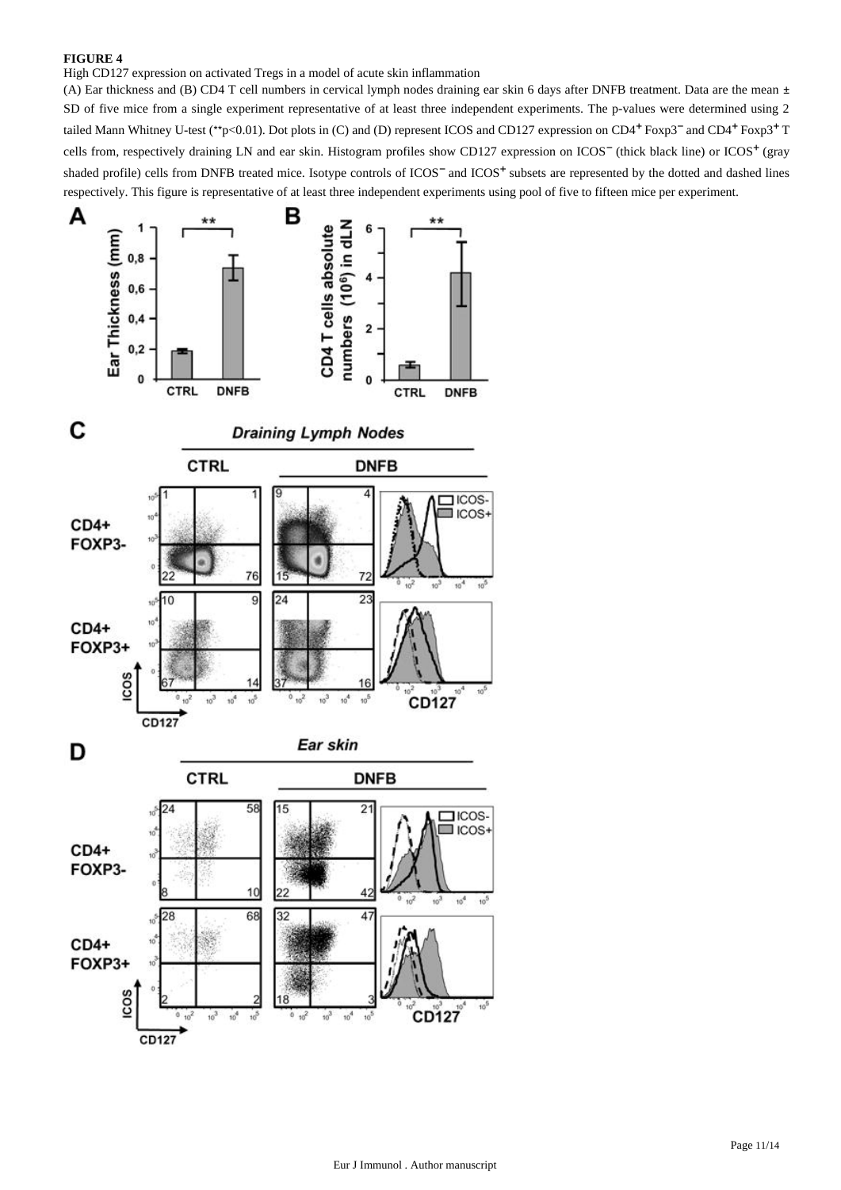**FIGURE 4**

High CD127 expression on activated Tregs in a model of acute skin inflammation

(A) Ear thickness and (B) CD4 T cell numbers in cervical lymph nodes draining ear skin 6 days after DNFB treatment. Data are the mean ± SD of five mice from a single experiment representative of at least three independent experiments. The p-values were determined using 2 tailed Mann Whitney U-test (**p<0.01). Dot plots in (C) and (D) represent ICOS and CD127 expression on $CD4^{+}$ $Foxp3^{-}$ and $CD4^{+}$ $Foxp3^{+}$ T cells from, respectively draining LN and ear skin. Histogram profiles show CD127 expression on $ICOS^{-}$ (thick black line) or $ICOS^{+}$ (gray shaded profile) cells from DNFB treated mice. Isotype controls of $ICOS^{-}$ and $ICOS^{+}$ subsets are represented by the dotted and dashed lines respectively. This figure is representative of at least three independent experiments using pool of five to fifteen mice per experiment.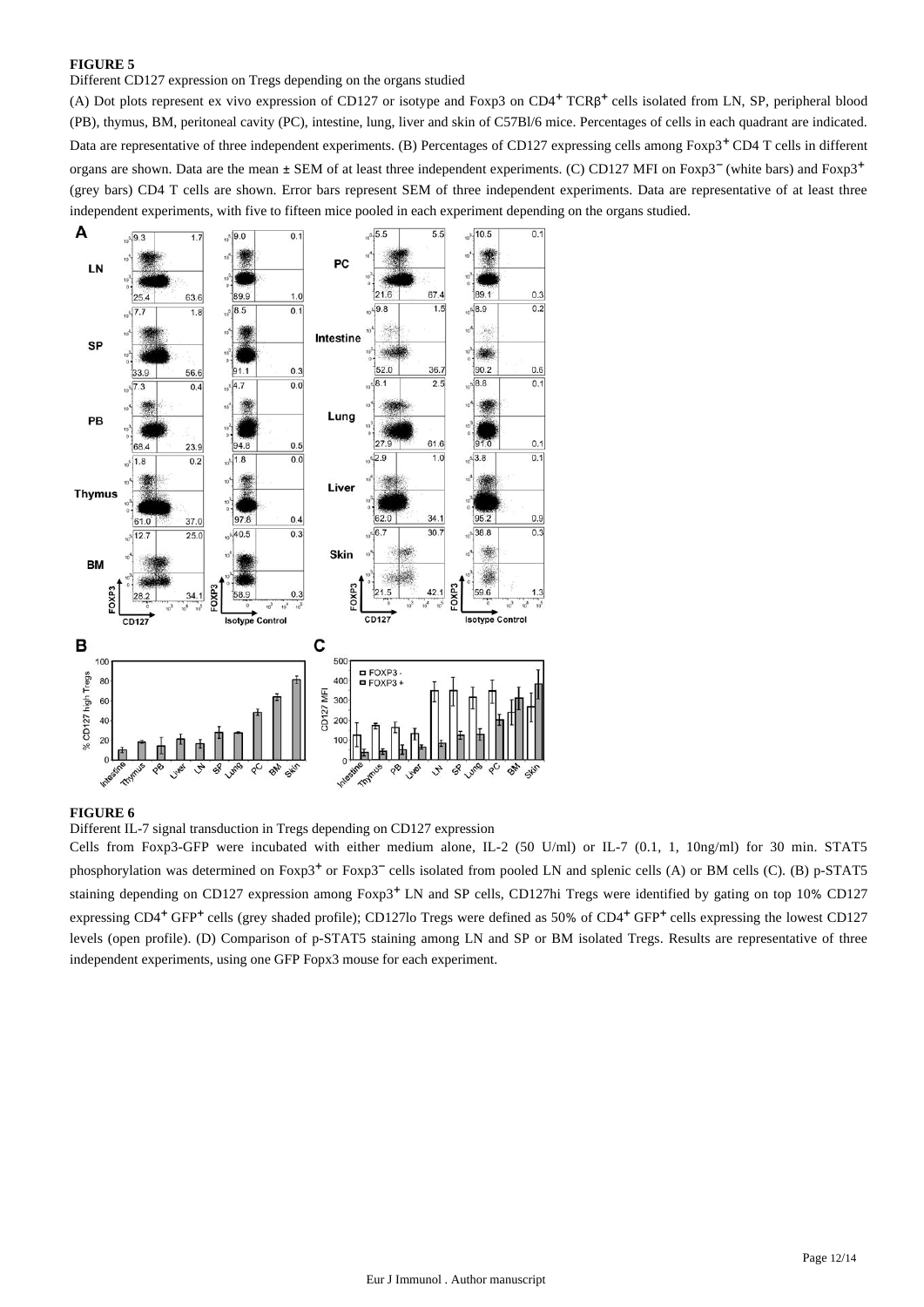**FIGURE 5**

Different CD127 expression on Tregs depending on the organs studied

(A) Dot plots represent ex vivo expression of CD127 or isotype and Foxp3 on $CD4^{+}$ $TCR\beta^{+}$ cells isolated from LN, SP, peripheral blood (PB), thymus, BM, peritoneal cavity (PC), intestine, lung, liver and skin of C57Bl/6 mice. Percentages of cells in each quadrant are indicated. Data are representative of three independent experiments. (B) Percentages of CD127 expressing cells among $Foxp3^{+}$ CD4 T cells in different organs are shown. Data are the mean ± SEM of at least three independent experiments. (C) CD127 MFI on $Foxp3^{-}$ (white bars) and $Foxp3^{+}$ (grey bars) CD4 T cells are shown. Error bars represent SEM of three independent experiments. Data are representative of at least three independent experiments, with five to fifteen mice pooled in each experiment depending on the organs studied.

**FIGURE 6**

Different IL-7 signal transduction in Tregs depending on CD127 expression

Cells from Foxp3-GFP were incubated with either medium alone, IL-2 (50 U/ml) or IL-7 (0.1, 1, 10ng/ml) for 30 min. STAT5 phosphorylation was determined on $Foxp3^{+}$ or $Foxp3^{-}$ cells isolated from pooled LN and splenic cells (A) or BM cells (C). (B) p-STAT5 staining depending on CD127 expression among $Foxp3^{+}$ LN and SP cells, CD127hi Tregs were identified by gating on top 10% CD127 expressing $CD4^{+}$ $GFP^{+}$ cells (grey shaded profile); CD127lo Tregs were defined as 50% of $CD4^{+}$ $GFP^{+}$ cells expressing the lowest CD127 levels (open profile). (D) Comparison of p-STAT5 staining among LN and SP or BM isolated Tregs. Results are representative of three independent experiments, using one GFP Fopx3 mouse for each experiment.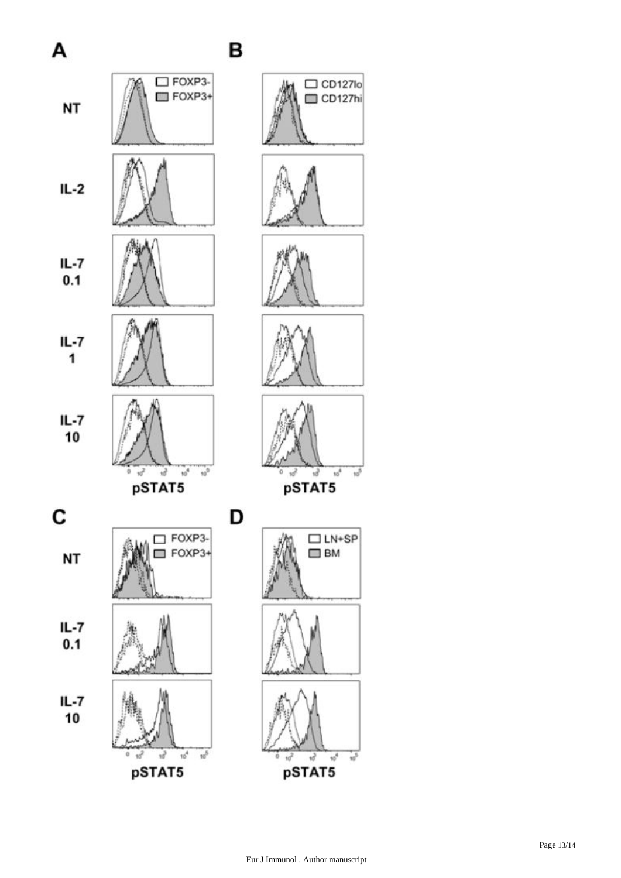**A**

**B**

| | FOXP3- / FOXP3+ | CD127lo / CD127hi |
|---|---|---|
| NT | | |
| IL-2 | | |
| IL-7 0.1 | | |
| IL-7 1 | | |
| IL-7 10 | | |

pSTAT5 pSTAT5

**C**

**D**

| | FOXP3- / FOXP3+ | LN+SP / BM |
|---|---|---|
| NT | | |
| IL-7 0.1 | | |
| IL-7 10 | | |

pSTAT5 pSTAT5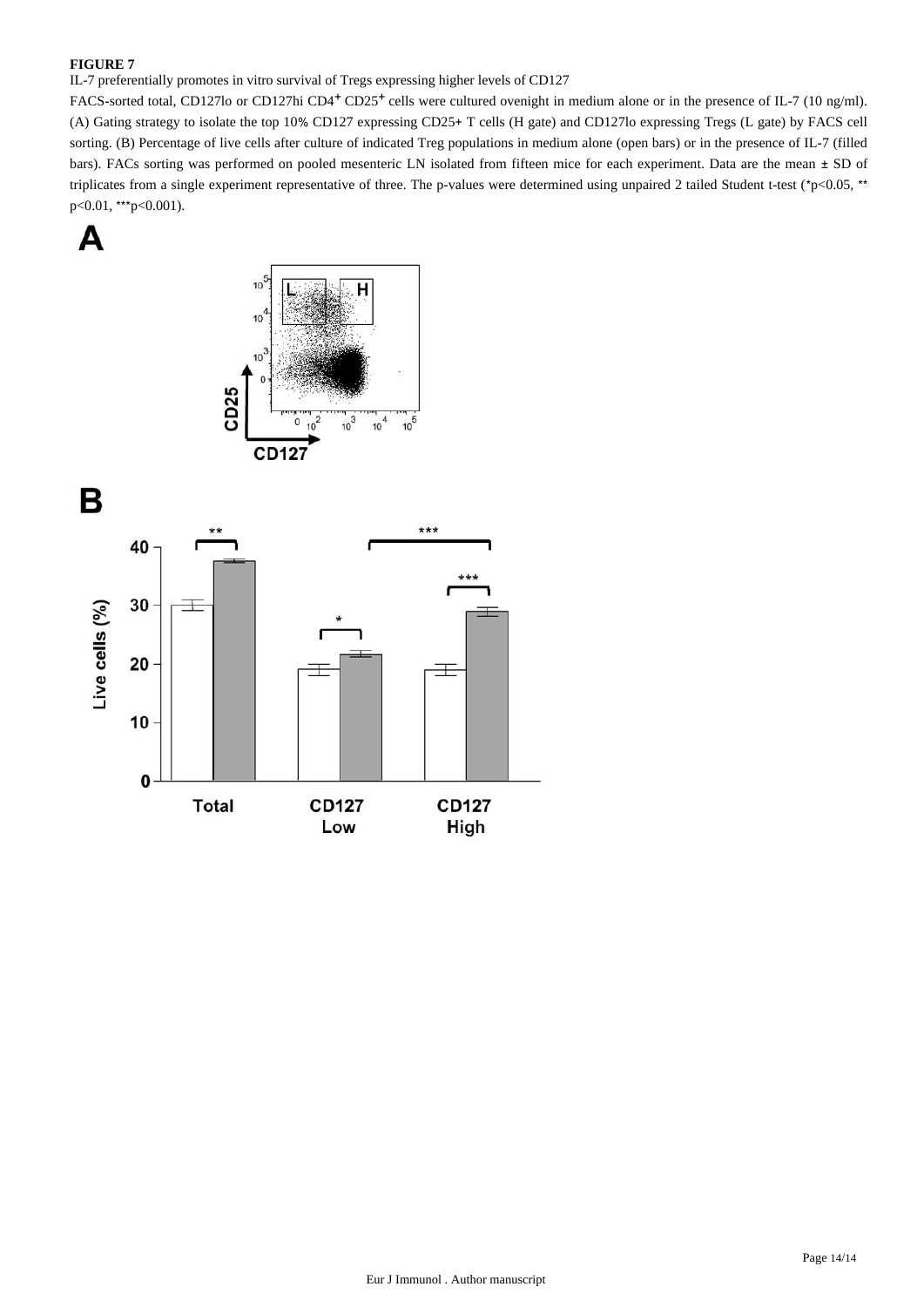**FIGURE 7**

IL-7 preferentially promotes in vitro survival of Tregs expressing higher levels of CD127

FACS-sorted total, CD127lo or CD127hi CD4$^+$ CD25$^+$ cells were cultured ovenight in medium alone or in the presence of IL-7 (10 ng/ml). (A) Gating strategy to isolate the top 10% CD127 expressing CD25+ T cells (H gate) and CD127lo expressing Tregs (L gate) by FACS cell sorting. (B) Percentage of live cells after culture of indicated Treg populations in medium alone (open bars) or in the presence of IL-7 (filled bars). FACs sorting was performed on pooled mesenteric LN isolated from fifteen mice for each experiment. Data are the mean ± SD of triplicates from a single experiment representative of three. The p-values were determined using unpaired 2 tailed Student t-test (*p<0.05, ** p<0.01, ***p<0.001).

A

L
H
CD25
CD127
0
$10^2$
$10^3$
$10^4$
$10^5$

B

Live cells (%)
0
10
20
30
40
**
*
***
***
Total
CD127 Low
CD127 High